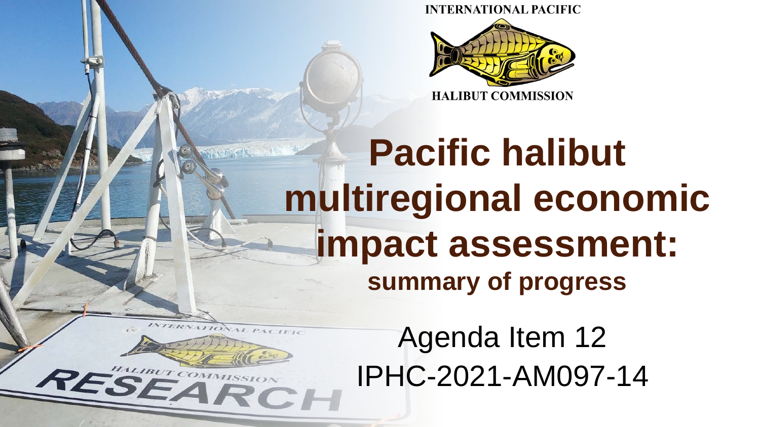INTERNATIONAL PACIFIC

HALIBUT COMMISSION

# Pacific halibut multiregional economic impact assessment:

## summary of progress

Agenda Item 12

IPHC-2021-AM097-14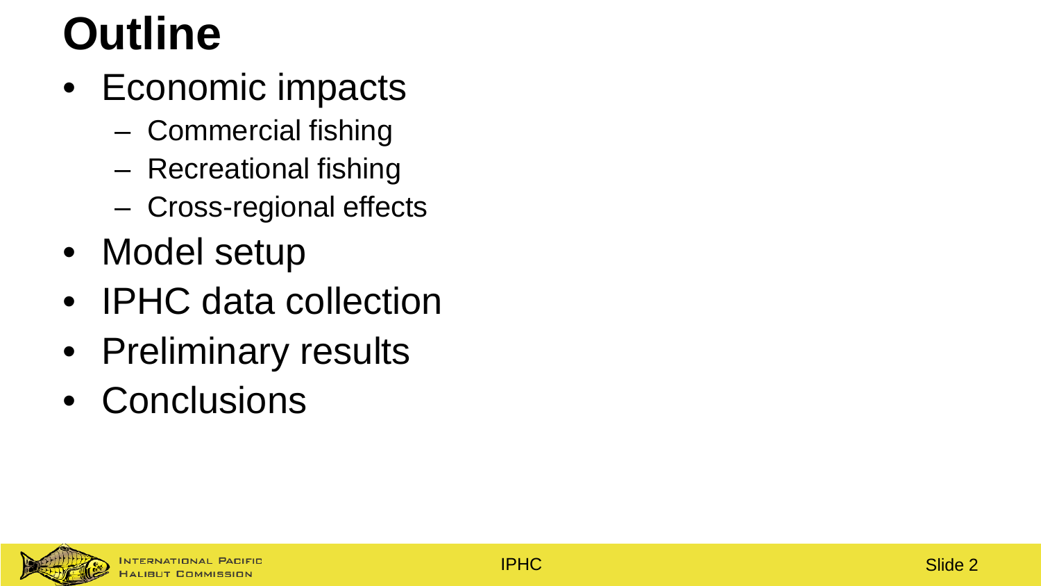# Outline

- Economic impacts
  - Commercial fishing
  - Recreational fishing
  - Cross-regional effects
- Model setup
- IPHC data collection
- Preliminary results
- Conclusions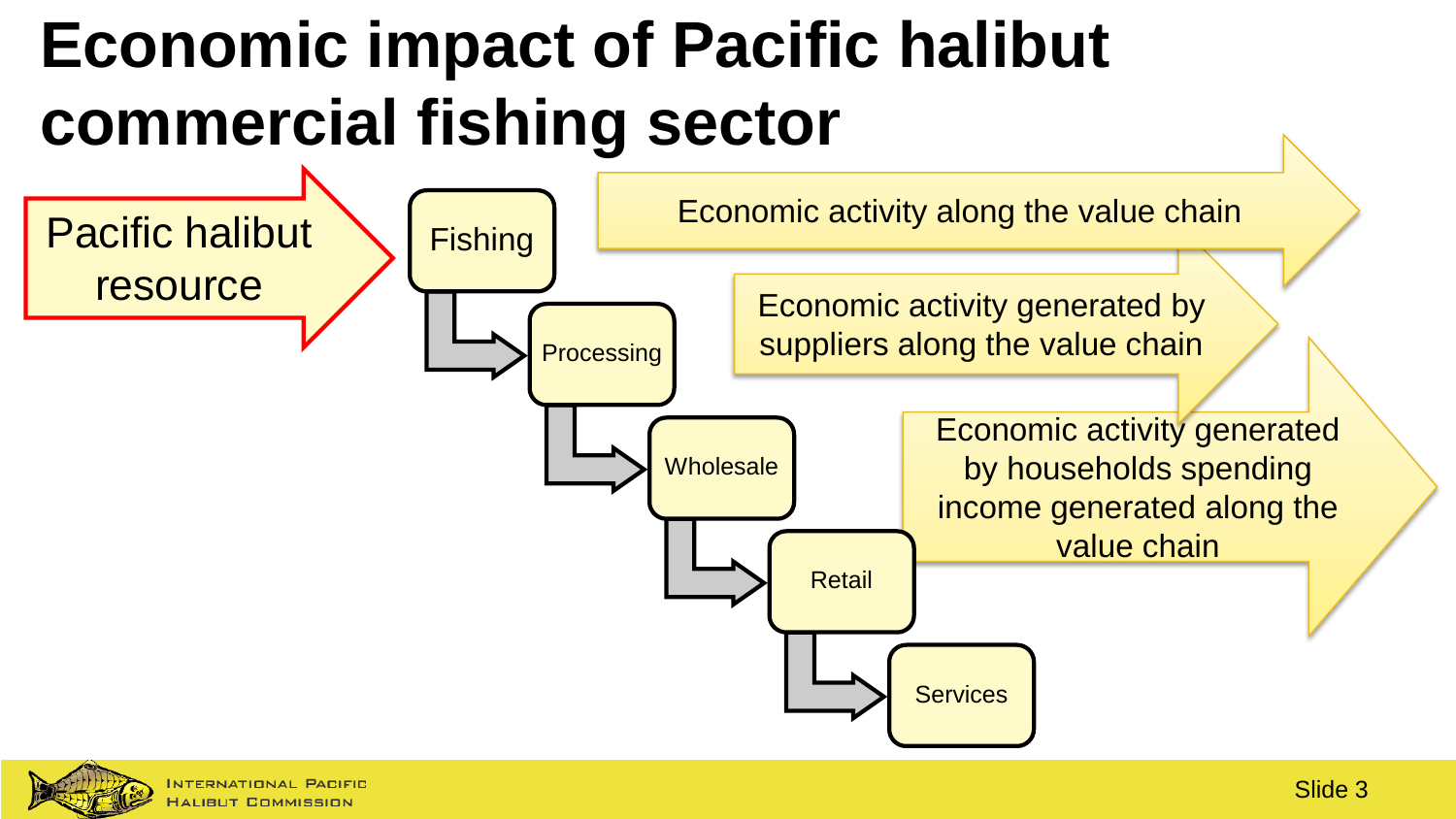# Economic impact of Pacific halibut commercial fishing sector

Pacific halibut resource

Fishing

Processing

Wholesale

Retail

Services

Economic activity along the value chain

Economic activity generated by suppliers along the value chain

Economic activity generated by households spending income generated along the value chain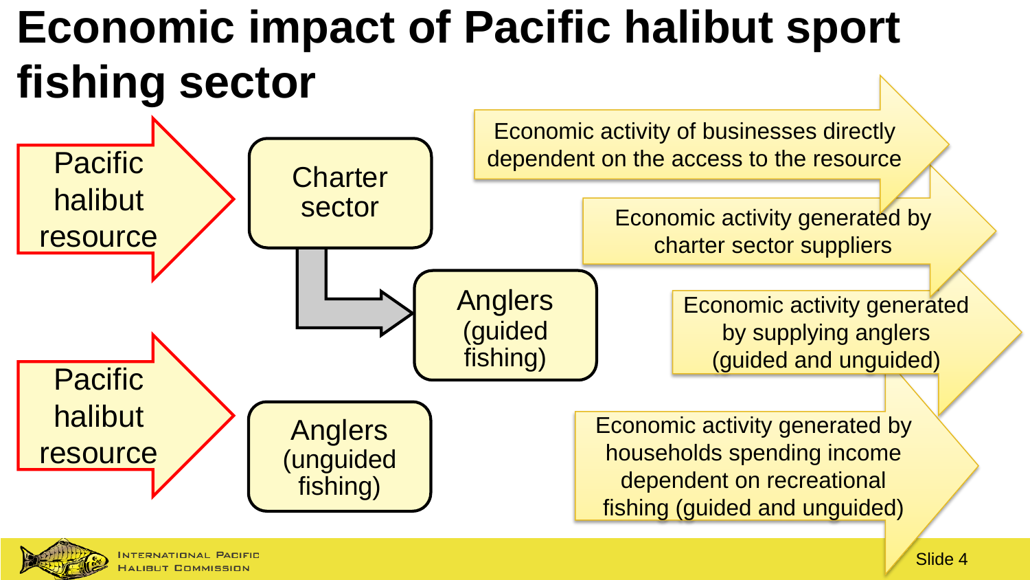# Economic impact of Pacific halibut sport fishing sector

Pacific halibut resource

Charter sector

Anglers (guided fishing)

Pacific halibut resource

Anglers (unguided fishing)

Economic activity of businesses directly dependent on the access to the resource

Economic activity generated by charter sector suppliers

Economic activity generated by supplying anglers (guided and unguided)

Economic activity generated by households spending income dependent on recreational fishing (guided and unguided)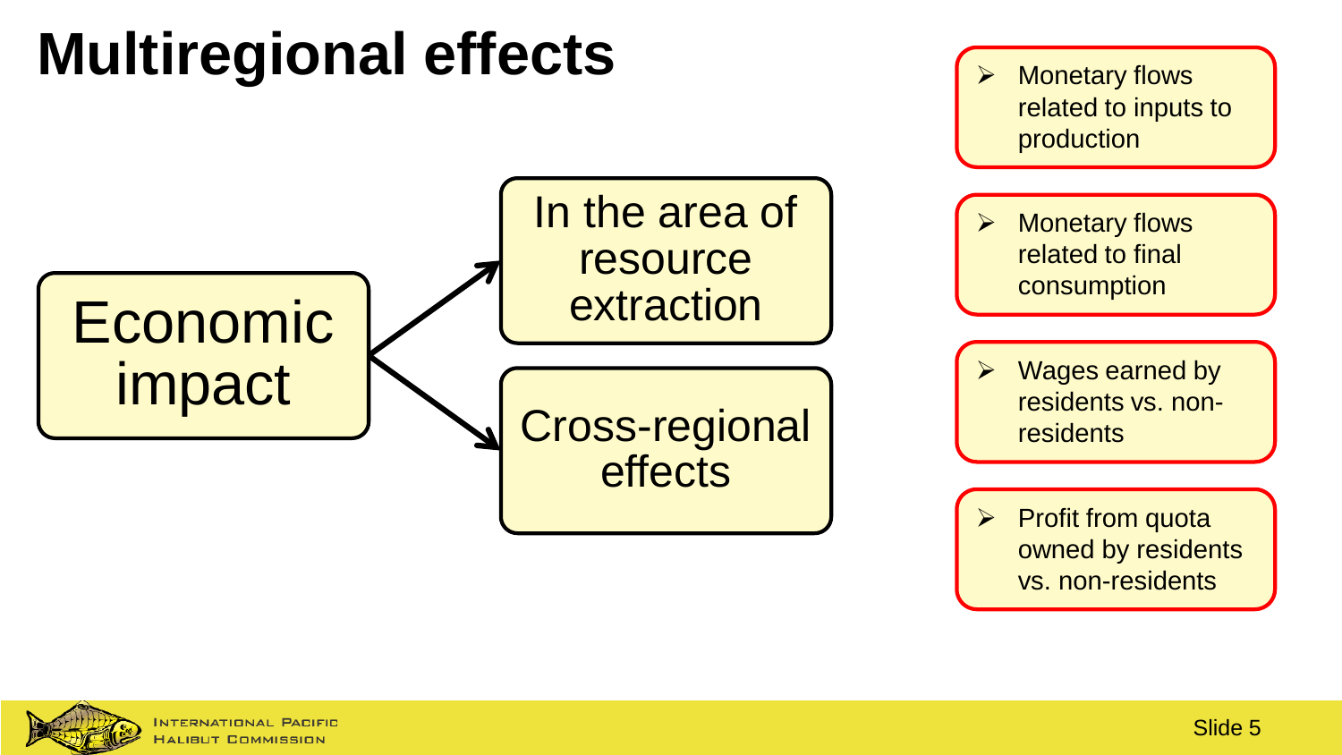# Multiregional effects

Economic impact

- In the area of resource extraction
- Cross-regional effects

- Monetary flows related to inputs to production
- Monetary flows related to final consumption
- Wages earned by residents vs. non-residents
- Profit from quota owned by residents vs. non-residents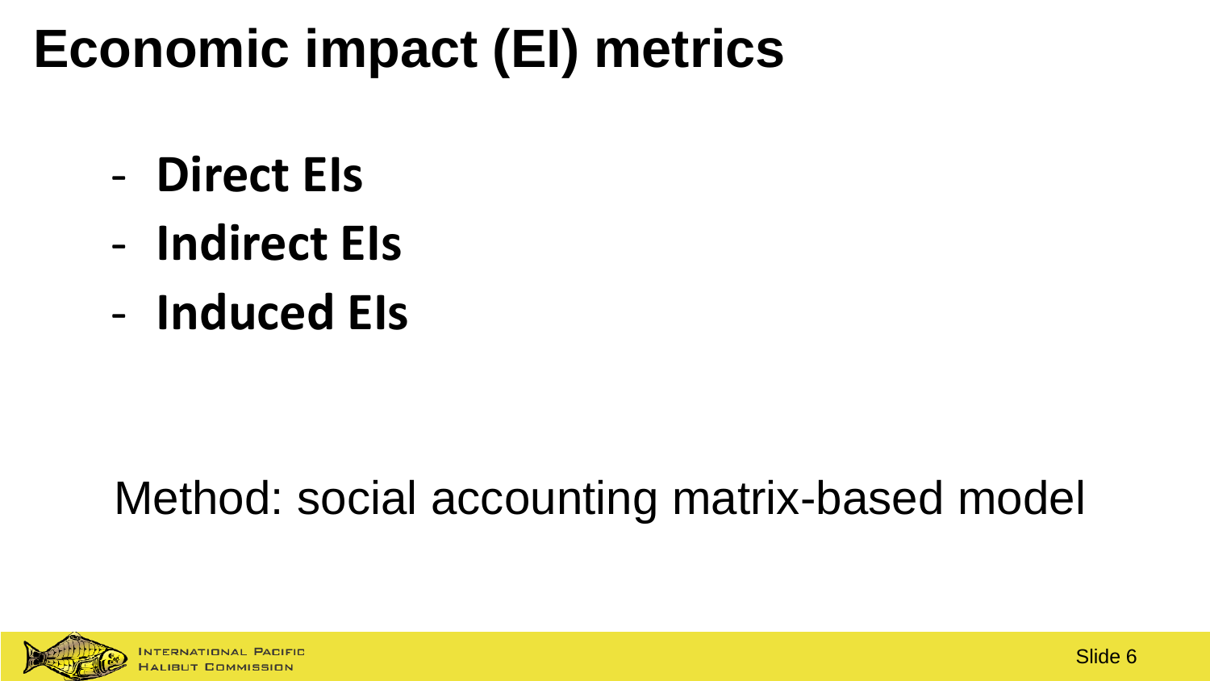# Economic impact (EI) metrics

- **Direct EIs**
- **Indirect EIs**
- **Induced EIs**

Method: social accounting matrix-based model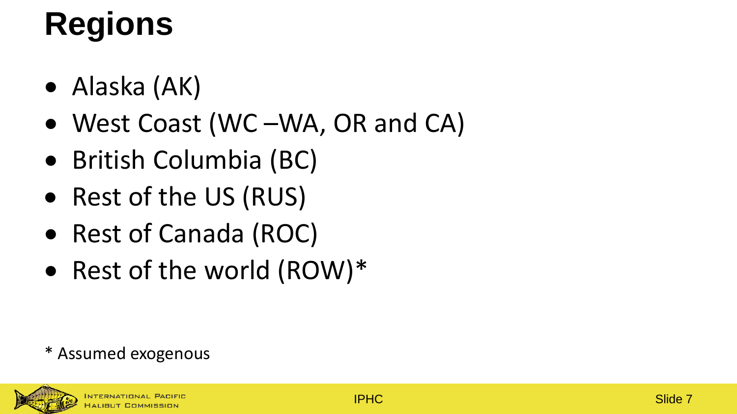# Regions

- Alaska (AK)
- West Coast (WC –WA, OR and CA)
- British Columbia (BC)
- Rest of the US (RUS)
- Rest of Canada (ROC)
- Rest of the world (ROW)*

\* Assumed exogenous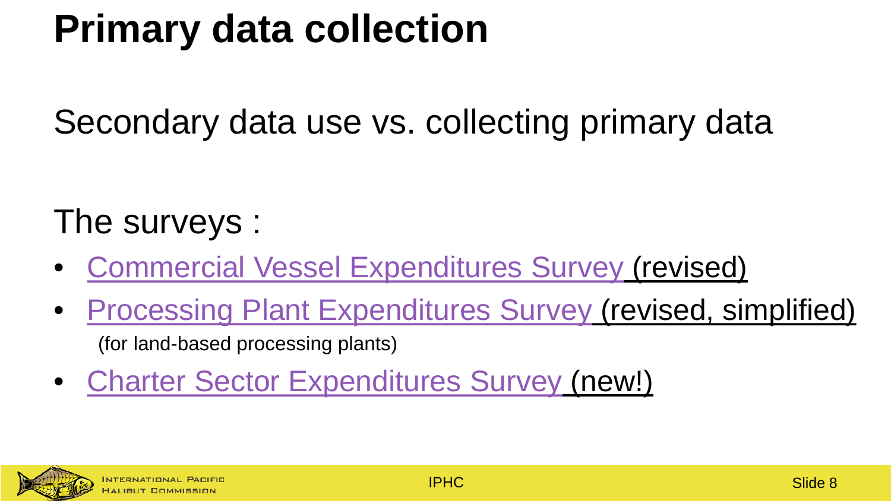# Primary data collection

Secondary data use vs. collecting primary data

The surveys :

- Commercial Vessel Expenditures Survey (revised)
- Processing Plant Expenditures Survey (revised, simplified)
  (for land-based processing plants)
- Charter Sector Expenditures Survey (new!)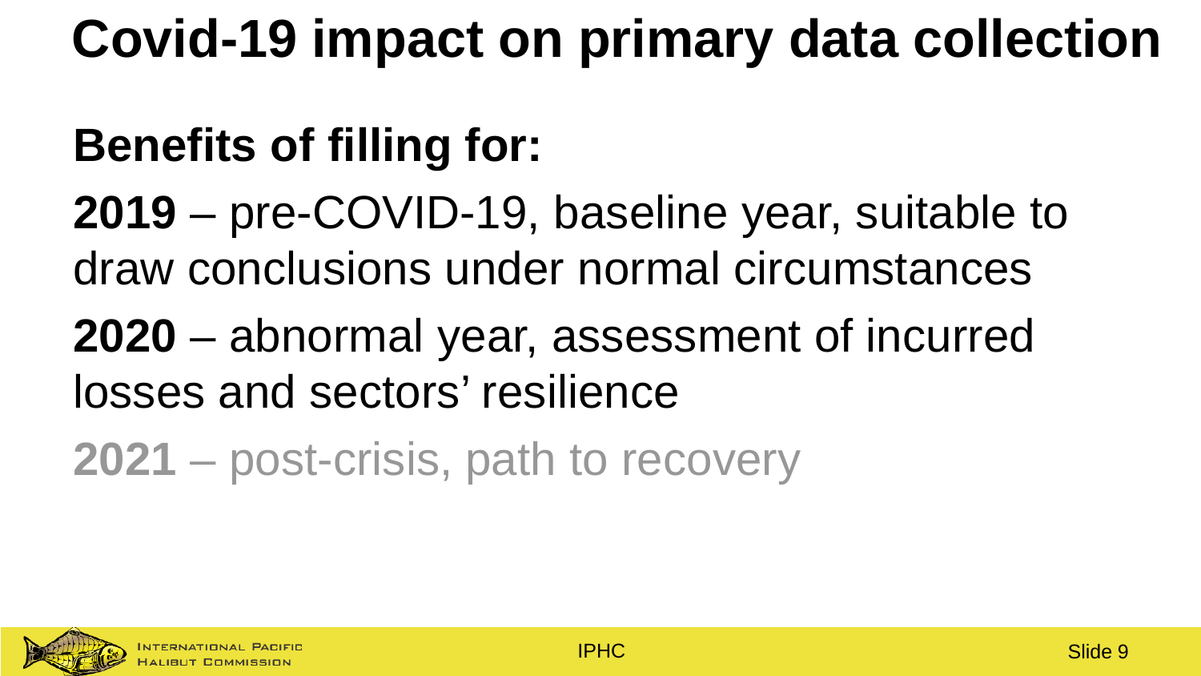# Covid-19 impact on primary data collection

## Benefits of filling for:

**2019** – pre-COVID-19, baseline year, suitable to draw conclusions under normal circumstances

**2020** – abnormal year, assessment of incurred losses and sectors' resilience

**2021** – post-crisis, path to recovery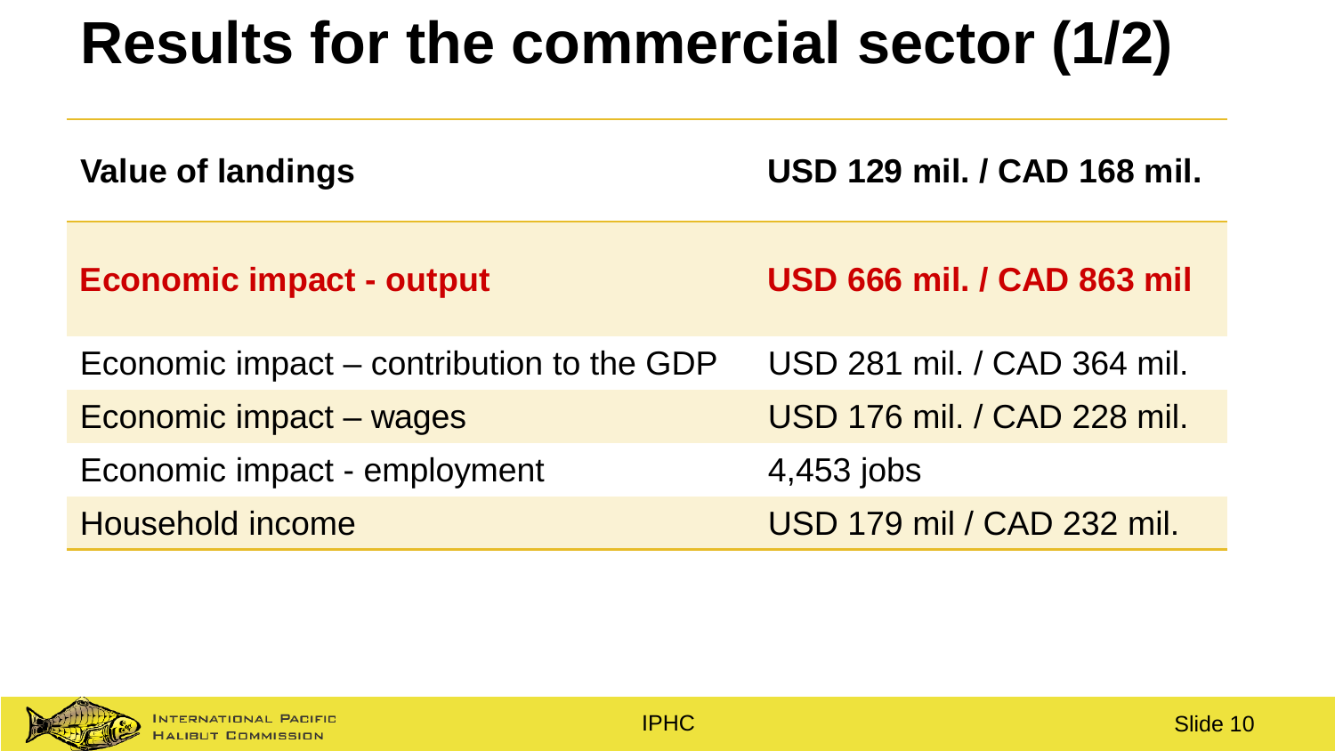# Results for the commercial sector (1/2)

| | |
|---|---|
| **Value of landings** | **USD 129 mil. / CAD 168 mil.** |
| **Economic impact - output** | **USD 666 mil. / CAD 863 mil** |
| Economic impact – contribution to the GDP | USD 281 mil. / CAD 364 mil. |
| Economic impact – wages | USD 176 mil. / CAD 228 mil. |
| Economic impact - employment | 4,453 jobs |
| Household income | USD 179 mil / CAD 232 mil. |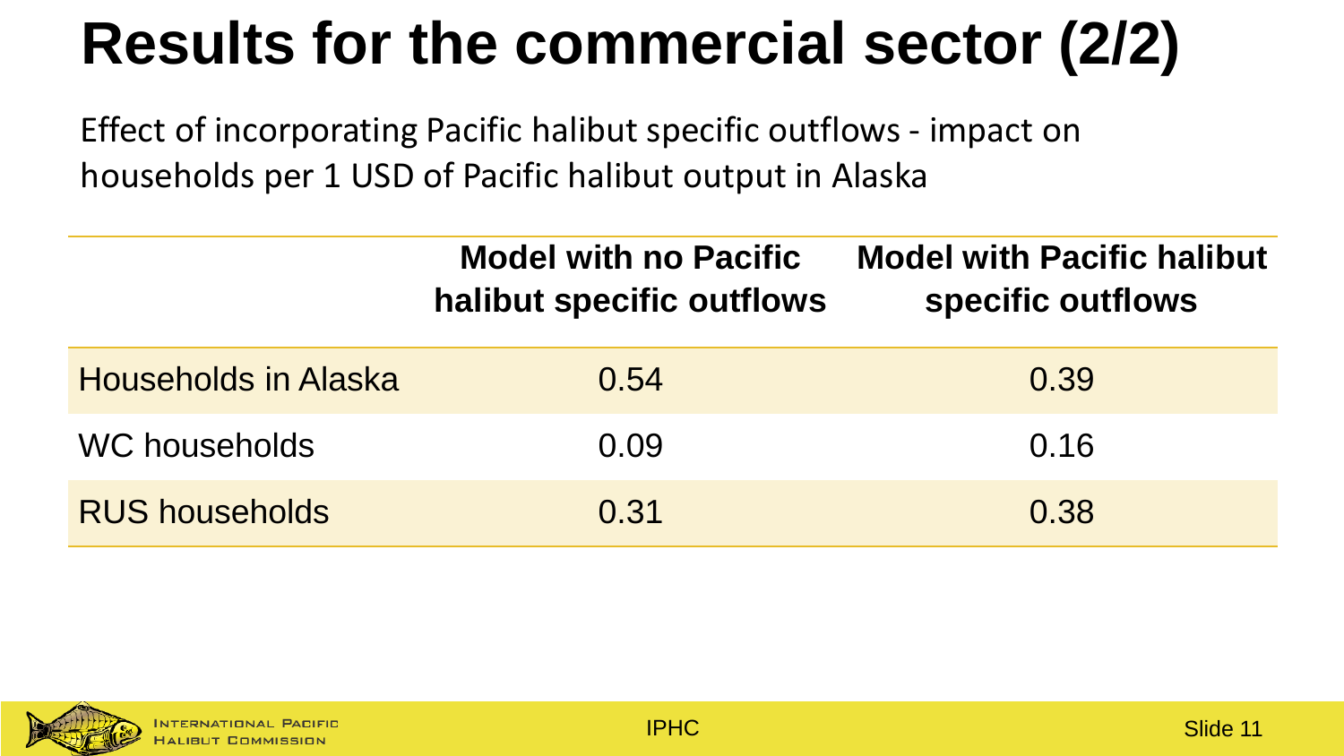# Results for the commercial sector (2/2)

Effect of incorporating Pacific halibut specific outflows - impact on households per 1 USD of Pacific halibut output in Alaska

| | Model with no Pacific halibut specific outflows | Model with Pacific halibut specific outflows |
|---|---|---|
| Households in Alaska | 0.54 | 0.39 |
| WC households | 0.09 | 0.16 |
| RUS households | 0.31 | 0.38 |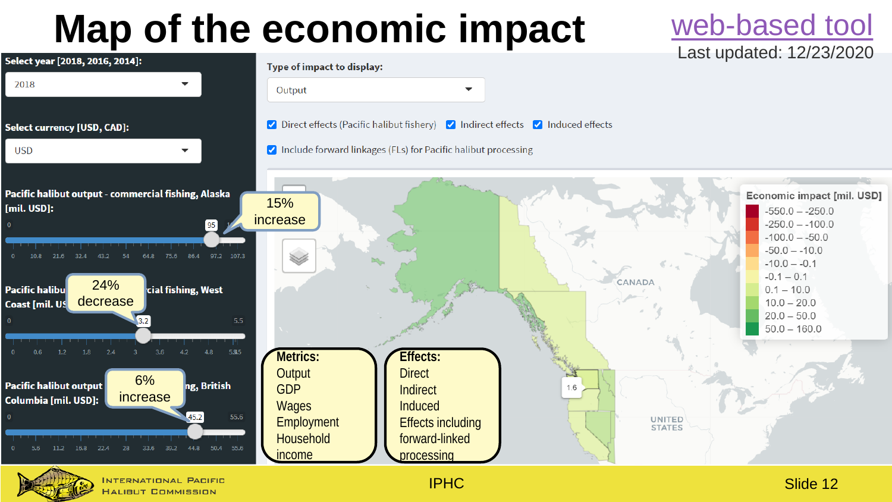# Map of the economic impact

web-based tool
Last updated: 12/23/2020

**Select year [2018, 2016, 2014]:** 2018

**Select currency [USD, CAD]:** USD

**Pacific halibut output - commercial fishing, Alaska [mil. USD]:** 95 — 15% increase

**Pacific halibut output - commercial fishing, West Coast [mil. USD]:** 3.2 — 24% decrease

**Pacific halibut output - commercial fishing, British Columbia [mil. USD]:** 45.2 — 6% increase

**Type of impact to display:** Output

- [x] Direct effects (Pacific halibut fishery)
- [x] Indirect effects
- [x] Induced effects
- [x] Include forward linkages (FLs) for Pacific halibut processing

**Economic impact [mil. USD]**

| Range |
| --- |
| -550.0 – -250.0 |
| -250.0 – -100.0 |
| -100.0 – -50.0 |
| -50.0 – -10.0 |
| -10.0 – -0.1 |
| -0.1 – 0.1 |
| 0.1 – 10.0 |
| 10.0 – 20.0 |
| 20.0 – 50.0 |
| 50.0 – 160.0 |

**Metrics:**
- Output
- GDP
- Wages
- Employment
- Household income

**Effects:**
- Direct
- Indirect
- Induced
- Effects including forward-linked processing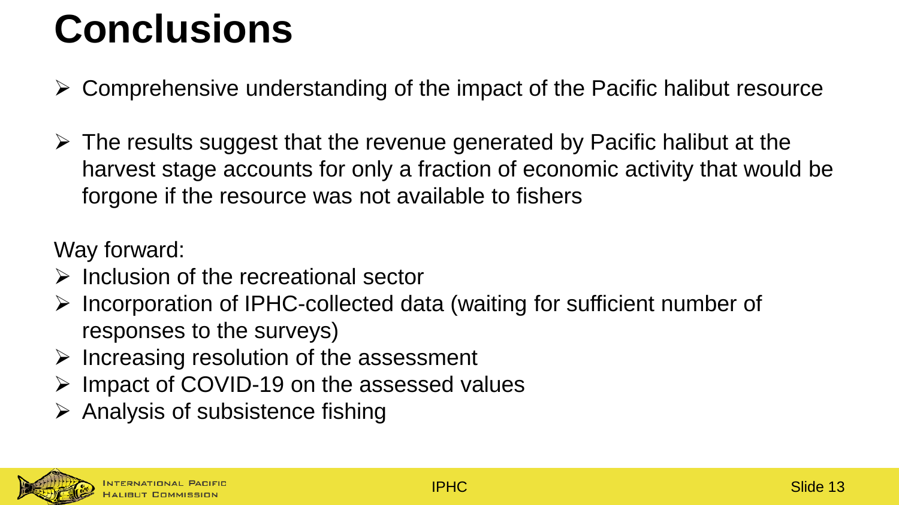# Conclusions

- Comprehensive understanding of the impact of the Pacific halibut resource
- The results suggest that the revenue generated by Pacific halibut at the harvest stage accounts for only a fraction of economic activity that would be forgone if the resource was not available to fishers

Way forward:

- Inclusion of the recreational sector
- Incorporation of IPHC-collected data (waiting for sufficient number of responses to the surveys)
- Increasing resolution of the assessment
- Impact of COVID-19 on the assessed values
- Analysis of subsistence fishing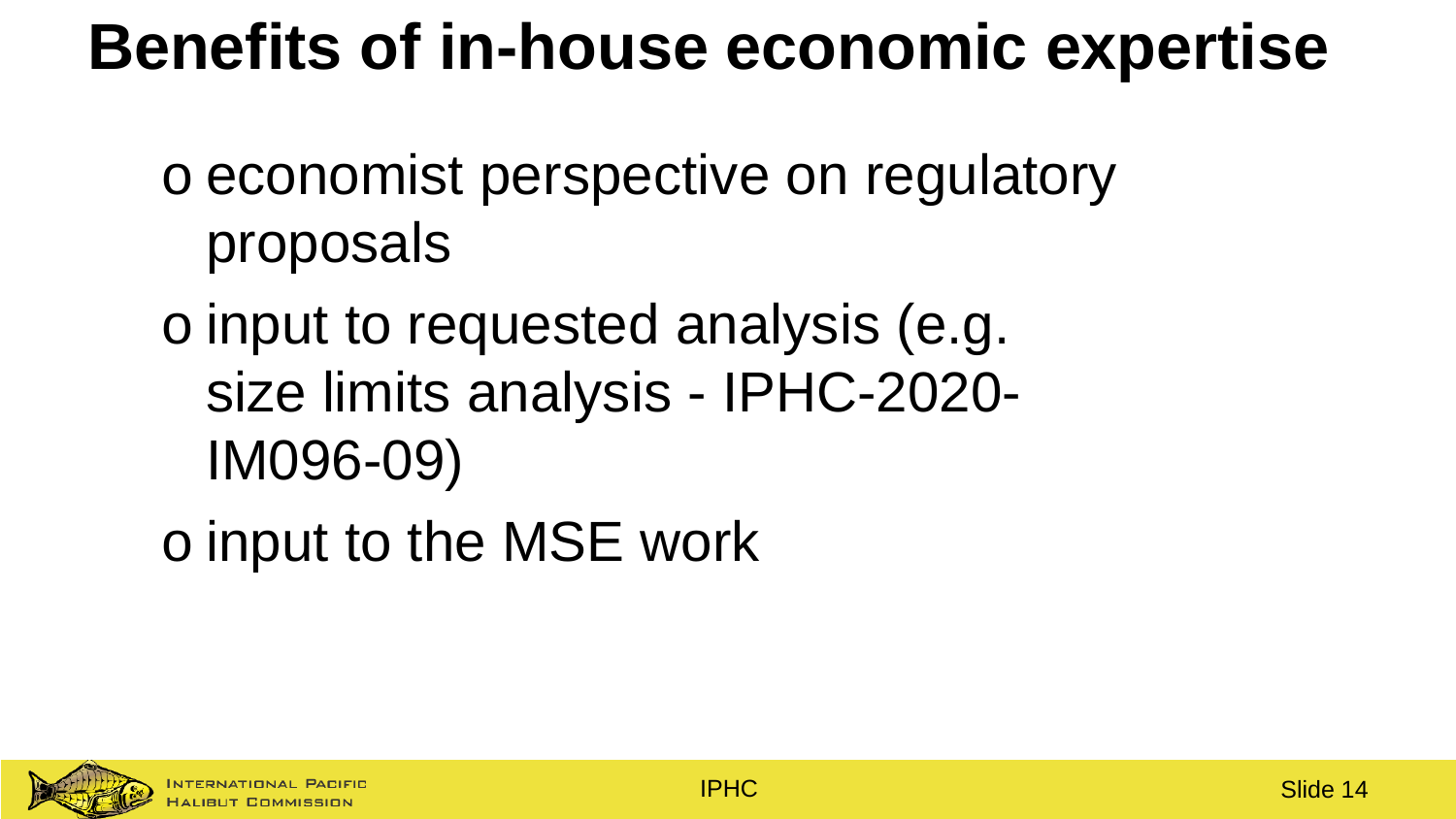# Benefits of in-house economic expertise

- economist perspective on regulatory proposals
- input to requested analysis (e.g. size limits analysis - IPHC-2020-IM096-09)
- input to the MSE work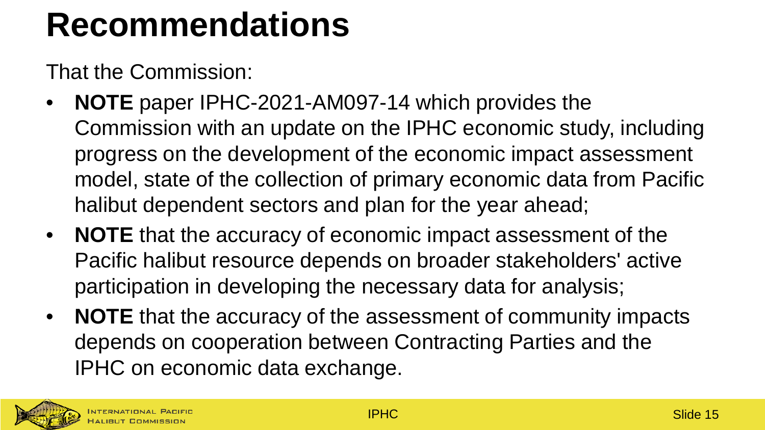# Recommendations

That the Commission:

- **NOTE** paper IPHC-2021-AM097-14 which provides the Commission with an update on the IPHC economic study, including progress on the development of the economic impact assessment model, state of the collection of primary economic data from Pacific halibut dependent sectors and plan for the year ahead;
- **NOTE** that the accuracy of economic impact assessment of the Pacific halibut resource depends on broader stakeholders' active participation in developing the necessary data for analysis;
- **NOTE** that the accuracy of the assessment of community impacts depends on cooperation between Contracting Parties and the IPHC on economic data exchange.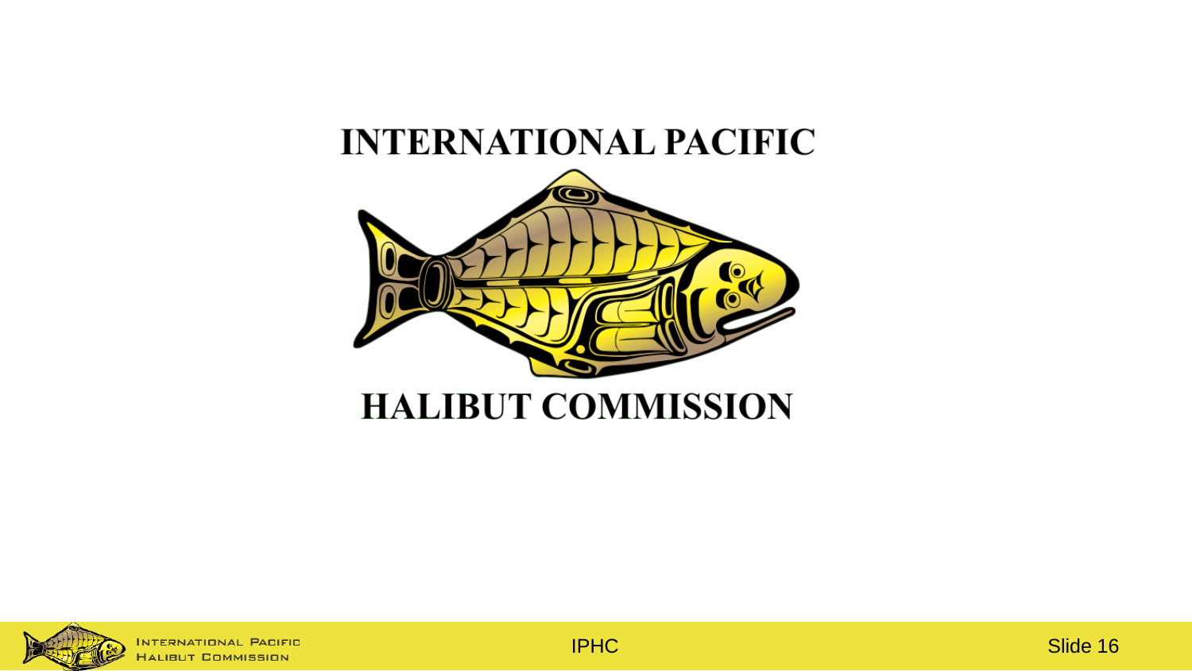INTERNATIONAL PACIFIC

HALIBUT COMMISSION